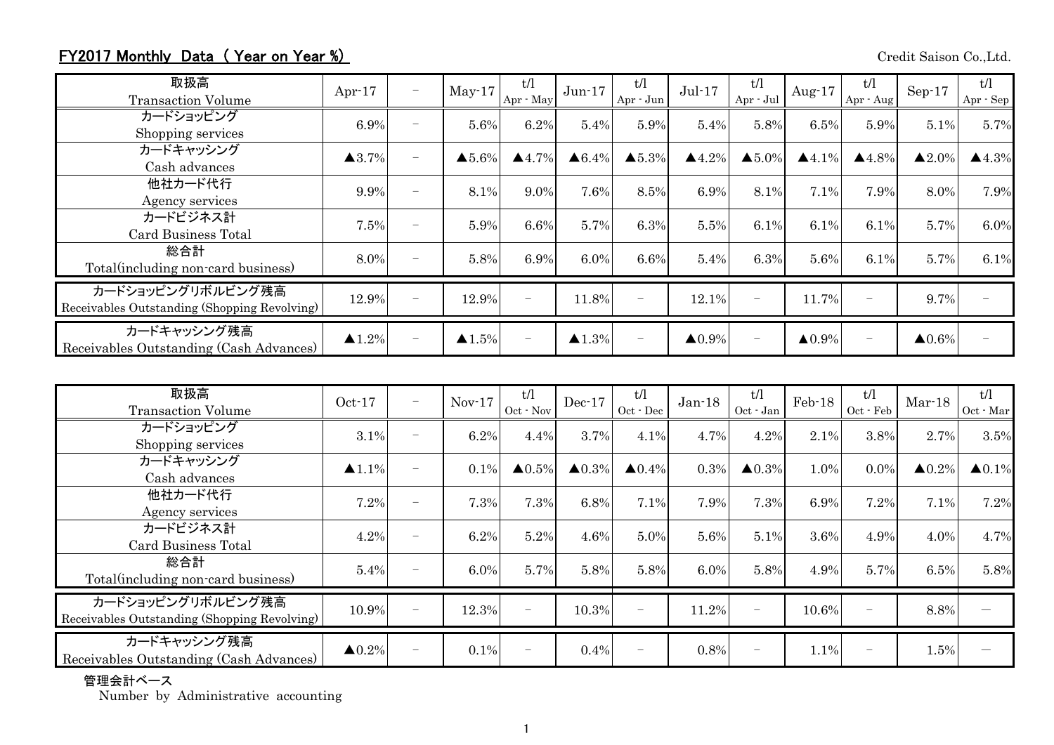## FY2017 Monthly Data ( Year on Year %)

Credit Saison Co.,Ltd.

| 取扱高<br>Transaction Volume | Apr-17 | － | May-17 | t/l<br>Apr - May | Jun-17 | t/l<br>Apr - Jun | Jul-17 | t/l<br>Apr - Jul | Aug-17 | t/l<br>Apr - Aug | Sep-17 | t/l<br>Apr - Sep |
|---|---|---|---|---|---|---|---|---|---|---|---|---|
| カードショッピング<br>Shopping services | 6.9% | － | 5.6% | 6.2% | 5.4% | 5.9% | 5.4% | 5.8% | 6.5% | 5.9% | 5.1% | 5.7% |
| カードキャッシング<br>Cash advances | ▲3.7% | － | ▲5.6% | ▲4.7% | ▲6.4% | ▲5.3% | ▲4.2% | ▲5.0% | ▲4.1% | ▲4.8% | ▲2.0% | ▲4.3% |
| 他社カード代行<br>Agency services | 9.9% | － | 8.1% | 9.0% | 7.6% | 8.5% | 6.9% | 8.1% | 7.1% | 7.9% | 8.0% | 7.9% |
| カードビジネス計<br>Card Business Total | 7.5% | － | 5.9% | 6.6% | 5.7% | 6.3% | 5.5% | 6.1% | 6.1% | 6.1% | 5.7% | 6.0% |
| 総合計<br>Total(including non-card business) | 8.0% | － | 5.8% | 6.9% | 6.0% | 6.6% | 5.4% | 6.3% | 5.6% | 6.1% | 5.7% | 6.1% |
| カードショッピングリボルビング残高<br>Receivables Outstanding (Shopping Revolving) | 12.9% | － | 12.9% | － | 11.8% | － | 12.1% | － | 11.7% | － | 9.7% | － |
| カードキャッシング残高<br>Receivables Outstanding (Cash Advances) | ▲1.2% | － | ▲1.5% | － | ▲1.3% | － | ▲0.9% | － | ▲0.9% | － | ▲0.6% | － |

| 取扱高<br>Transaction Volume | Oct-17 | － | Nov-17 | t/l<br>Oct - Nov | Dec-17 | t/l<br>Oct - Dec | Jan-18 | t/l<br>Oct - Jan | Feb-18 | t/l<br>Oct - Feb | Mar-18 | t/l<br>Oct - Mar |
|---|---|---|---|---|---|---|---|---|---|---|---|---|
| カードショッピング<br>Shopping services | 3.1% | － | 6.2% | 4.4% | 3.7% | 4.1% | 4.7% | 4.2% | 2.1% | 3.8% | 2.7% | 3.5% |
| カードキャッシング<br>Cash advances | ▲1.1% | － | 0.1% | ▲0.5% | ▲0.3% | ▲0.4% | 0.3% | ▲0.3% | 1.0% | 0.0% | ▲0.2% | ▲0.1% |
| 他社カード代行<br>Agency services | 7.2% | － | 7.3% | 7.3% | 6.8% | 7.1% | 7.9% | 7.3% | 6.9% | 7.2% | 7.1% | 7.2% |
| カードビジネス計<br>Card Business Total | 4.2% | － | 6.2% | 5.2% | 4.6% | 5.0% | 5.6% | 5.1% | 3.6% | 4.9% | 4.0% | 4.7% |
| 総合計<br>Total(including non-card business) | 5.4% | － | 6.0% | 5.7% | 5.8% | 5.8% | 6.0% | 5.8% | 4.9% | 5.7% | 6.5% | 5.8% |
| カードショッピングリボルビング残高<br>Receivables Outstanding (Shopping Revolving) | 10.9% | － | 12.3% | － | 10.3% | － | 11.2% | － | 10.6% | － | 8.8% | ― |
| カードキャッシング残高<br>Receivables Outstanding (Cash Advances) | ▲0.2% | － | 0.1% | － | 0.4% | － | 0.8% | － | 1.1% | － | 1.5% | ― |

管理会計ベース
Number by Administrative accounting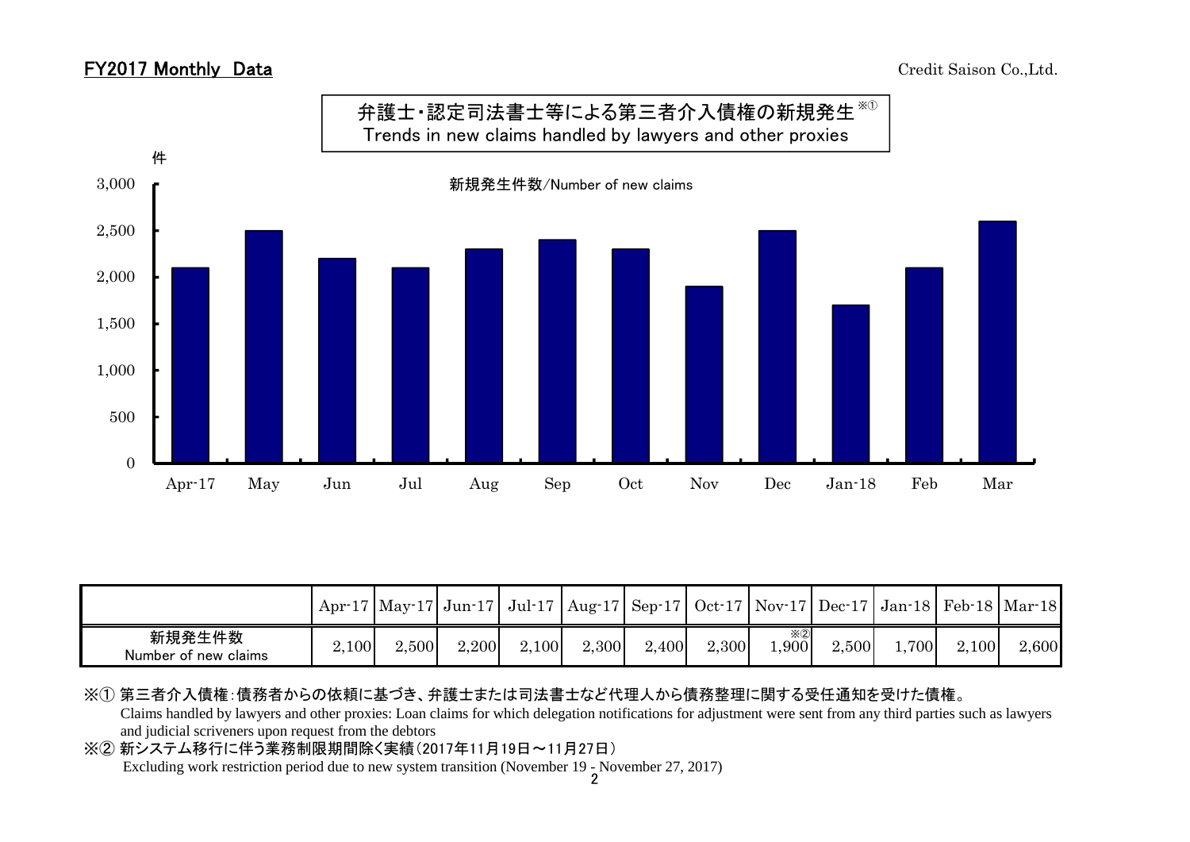## FY2017 Monthly Data

Credit Saison Co.,Ltd.

弁護士・認定司法書士等による第三者介入債権の新規発生※①
Trends in new claims handled by lawyers and other proxies

件

新規発生件数/Number of new claims

3,000
2,500
2,000
1,500
1,000
500
0

Apr-17 May Jun Jul Aug Sep Oct Nov Dec Jan-18 Feb Mar

| | Apr-17 | May-17 | Jun-17 | Jul-17 | Aug-17 | Sep-17 | Oct-17 | Nov-17 | Dec-17 | Jan-18 | Feb-18 | Mar-18 |
|---|---|---|---|---|---|---|---|---|---|---|---|---|
| 新規発生件数<br>Number of new claims | 2,100 | 2,500 | 2,200 | 2,100 | 2,300 | 2,400 | 2,300 | ※② 1,900 | 2,500 | 1,700 | 2,100 | 2,600 |

※① 第三者介入債権：債務者からの依頼に基づき、弁護士または司法書士など代理人から債務整理に関する受任通知を受けた債権。
Claims handled by lawyers and other proxies: Loan claims for which delegation notifications for adjustment were sent from any third parties such as lawyers and judicial scriveners upon request from the debtors

※② 新システム移行に伴う業務制限期間除く実績（2017年11月19日～11月27日）
Excluding work restriction period due to new system transition (November 19 - November 27, 2017)